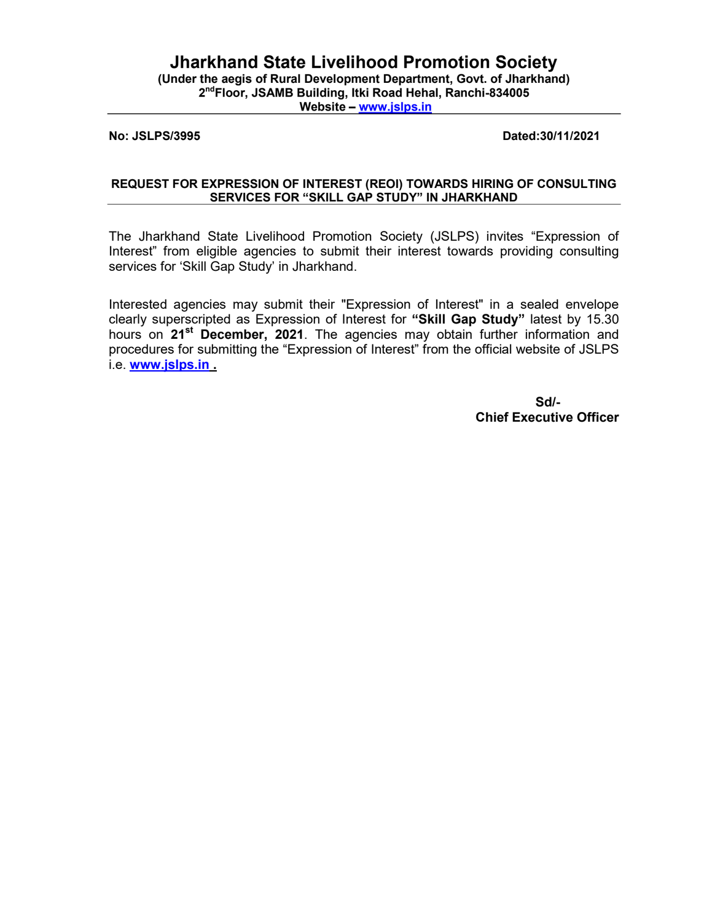# Jharkhand State Livelihood Promotion Society

**(Under the aegis of Rural Development Department, Govt. of Jharkhand)**
**2nd Floor, JSAMB Building, Itki Road Hehal, Ranchi-834005**
**Website – www.jslps.in**

**No: JSLPS/3995** **Dated:30/11/2021**

## REQUEST FOR EXPRESSION OF INTEREST (REOI) TOWARDS HIRING OF CONSULTING SERVICES FOR "SKILL GAP STUDY" IN JHARKHAND

The Jharkhand State Livelihood Promotion Society (JSLPS) invites "Expression of Interest" from eligible agencies to submit their interest towards providing consulting services for 'Skill Gap Study' in Jharkhand.

Interested agencies may submit their "Expression of Interest" in a sealed envelope clearly superscripted as Expression of Interest for **"Skill Gap Study"** latest by 15.30 hours on **21st December, 2021**. The agencies may obtain further information and procedures for submitting the "Expression of Interest" from the official website of JSLPS i.e. **www.jslps.in .**

**Sd/-**
**Chief Executive Officer**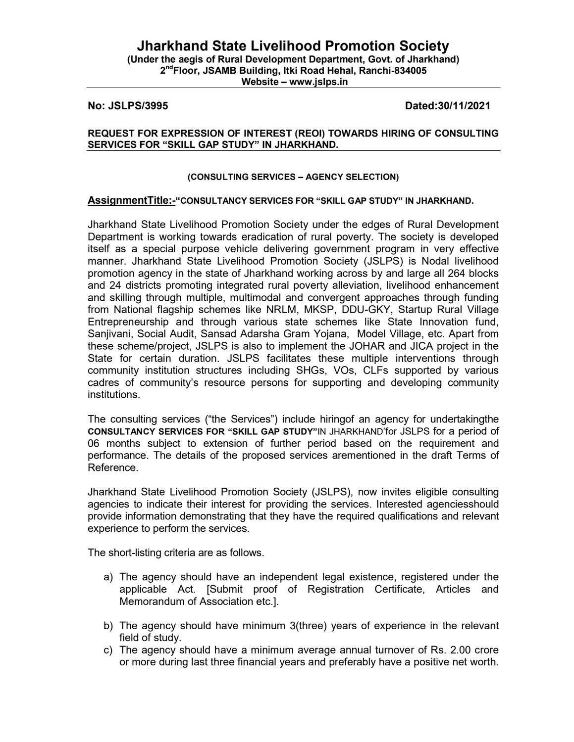# Jharkhand State Livelihood Promotion Society

**(Under the aegis of Rural Development Department, Govt. of Jharkhand)**
**2nd Floor, JSAMB Building, Itki Road Hehal, Ranchi-834005**
**Website – www.jslps.in**

**No: JSLPS/3995** **Dated:30/11/2021**

**REQUEST FOR EXPRESSION OF INTEREST (REOI) TOWARDS HIRING OF CONSULTING SERVICES FOR "SKILL GAP STUDY" IN JHARKHAND.**

**(CONSULTING SERVICES – AGENCY SELECTION)**

**AssignmentTitle:-**"CONSULTANCY SERVICES FOR "SKILL GAP STUDY" IN JHARKHAND.

Jharkhand State Livelihood Promotion Society under the edges of Rural Development Department is working towards eradication of rural poverty. The society is developed itself as a special purpose vehicle delivering government program in very effective manner. Jharkhand State Livelihood Promotion Society (JSLPS) is Nodal livelihood promotion agency in the state of Jharkhand working across by and large all 264 blocks and 24 districts promoting integrated rural poverty alleviation, livelihood enhancement and skilling through multiple, multimodal and convergent approaches through funding from National flagship schemes like NRLM, MKSP, DDU-GKY, Startup Rural Village Entrepreneurship and through various state schemes like State Innovation fund, Sanjivani, Social Audit, Sansad Adarsha Gram Yojana, Model Village, etc. Apart from these scheme/project, JSLPS is also to implement the JOHAR and JICA project in the State for certain duration. JSLPS facilitates these multiple interventions through community institution structures including SHGs, VOs, CLFs supported by various cadres of community's resource persons for supporting and developing community institutions.

The consulting services ("the Services") include hiringof an agency for undertakingthe **CONSULTANCY SERVICES FOR "SKILL GAP STUDY"**IN JHARKHAND'for JSLPS for a period of 06 months subject to extension of further period based on the requirement and performance. The details of the proposed services arementioned in the draft Terms of Reference.

Jharkhand State Livelihood Promotion Society (JSLPS), now invites eligible consulting agencies to indicate their interest for providing the services. Interested agenciesshould provide information demonstrating that they have the required qualifications and relevant experience to perform the services.

The short-listing criteria are as follows.

a) The agency should have an independent legal existence, registered under the applicable Act. [Submit proof of Registration Certificate, Articles and Memorandum of Association etc.].

b) The agency should have minimum 3(three) years of experience in the relevant field of study.

c) The agency should have a minimum average annual turnover of Rs. 2.00 crore or more during last three financial years and preferably have a positive net worth.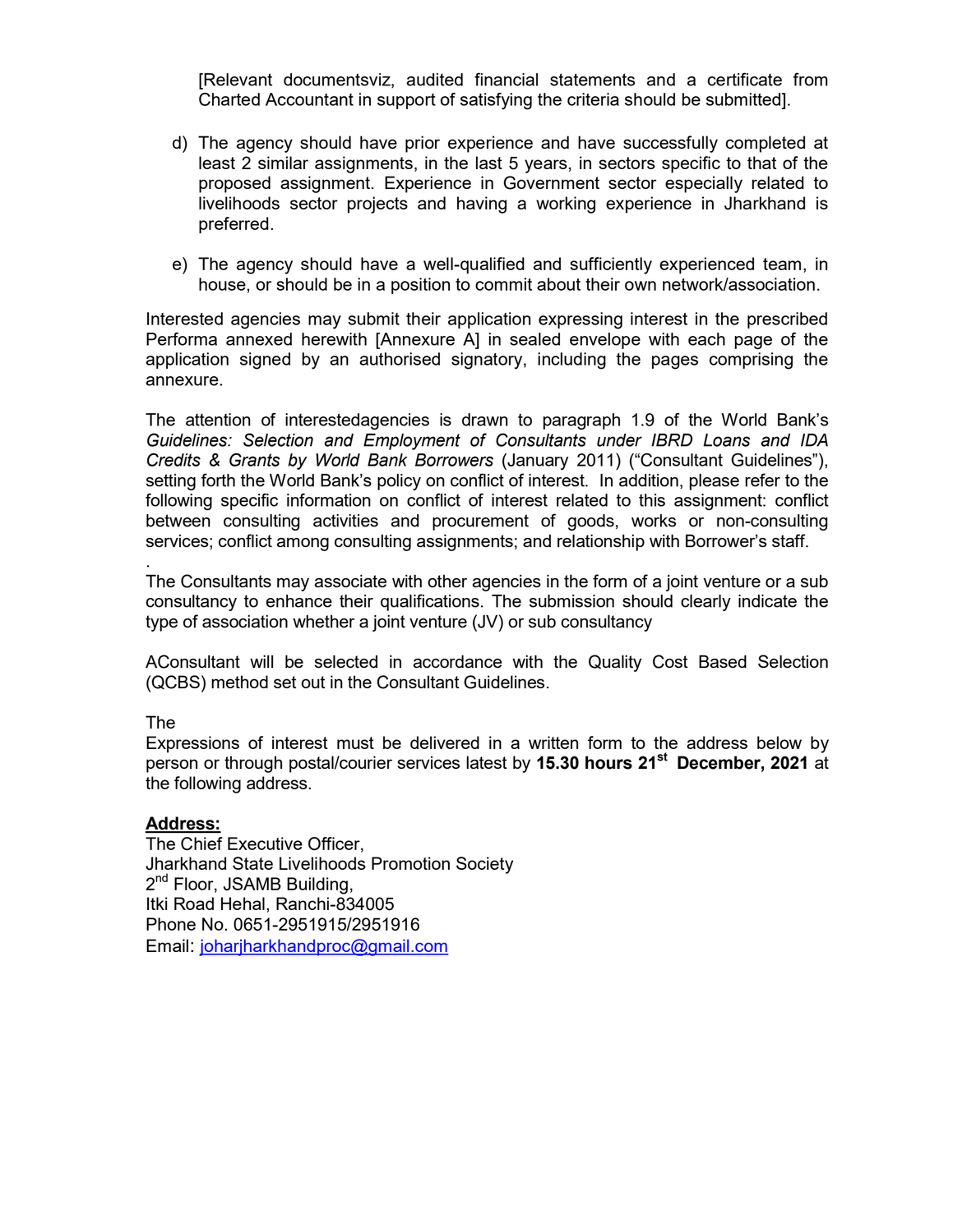[Relevant documentsviz, audited financial statements and a certificate from Charted Accountant in support of satisfying the criteria should be submitted].

d) The agency should have prior experience and have successfully completed at least 2 similar assignments, in the last 5 years, in sectors specific to that of the proposed assignment. Experience in Government sector especially related to livelihoods sector projects and having a working experience in Jharkhand is preferred.

e) The agency should have a well-qualified and sufficiently experienced team, in house, or should be in a position to commit about their own network/association.

Interested agencies may submit their application expressing interest in the prescribed Performa annexed herewith [Annexure A] in sealed envelope with each page of the application signed by an authorised signatory, including the pages comprising the annexure.

The attention of interestedagencies is drawn to paragraph 1.9 of the World Bank's *Guidelines: Selection and Employment of Consultants under IBRD Loans and IDA Credits & Grants by World Bank Borrowers* (January 2011) ("Consultant Guidelines"), setting forth the World Bank's policy on conflict of interest. In addition, please refer to the following specific information on conflict of interest related to this assignment: conflict between consulting activities and procurement of goods, works or non-consulting services; conflict among consulting assignments; and relationship with Borrower's staff.

.
The Consultants may associate with other agencies in the form of a joint venture or a sub consultancy to enhance their qualifications. The submission should clearly indicate the type of association whether a joint venture (JV) or sub consultancy

AConsultant will be selected in accordance with the Quality Cost Based Selection (QCBS) method set out in the Consultant Guidelines.

The
Expressions of interest must be delivered in a written form to the address below by person or through postal/courier services latest by **15.30 hours 21st December, 2021** at the following address.

**Address:**
The Chief Executive Officer,
Jharkhand State Livelihoods Promotion Society
2nd Floor, JSAMB Building,
Itki Road Hehal, Ranchi-834005
Phone No. 0651-2951915/2951916
Email: johariharkhandproc@gmail.com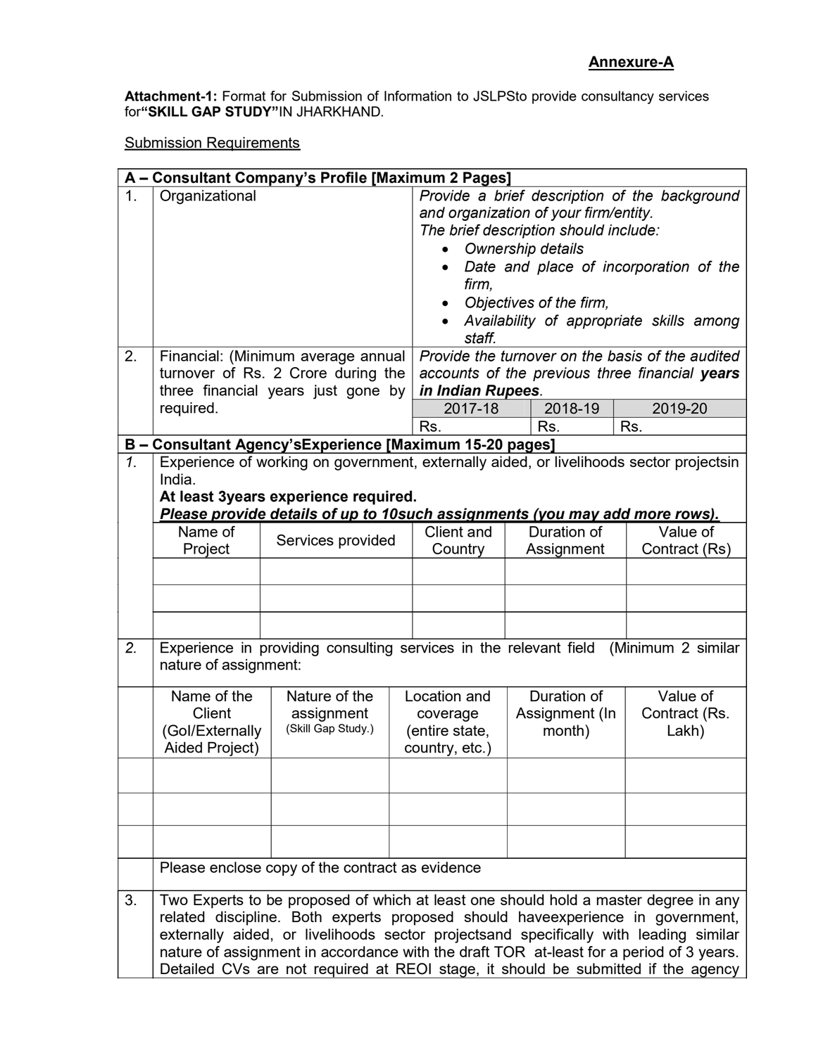**Annexure-A**

**Attachment-1:** Format for Submission of Information to JSLPSto provide consultancy services for**"SKILL GAP STUDY"**IN JHARKHAND.

Submission Requirements

| **A – Consultant Company's Profile [Maximum 2 Pages]** | | |
|---|---|---|
| 1. | Organizational | *Provide a brief description of the background and organization of your firm/entity.*<br>*The brief description should include:*<br>• *Ownership details*<br>• *Date and place of incorporation of the firm,*<br>• *Objectives of the firm,*<br>• *Availability of appropriate skills among staff.* |
| 2. | Financial: (Minimum average annual turnover of Rs. 2 Crore during the three financial years just gone by required. | *Provide the turnover on the basis of the audited accounts of the previous three financial* ***years in Indian Rupees****.* |

| 2017-18 | 2018-19 | 2019-20 |
|---|---|---|
| Rs. | Rs. | Rs. |

**B – Consultant Agency'sExperience [Maximum 15-20 pages]**

*1.* Experience of working on government, externally aided, or livelihoods sector projectsin India.
**At least 3years experience required.**
***Please provide details of up to 10such assignments (you may add more rows).***

| Name of Project | Services provided | Client and Country | Duration of Assignment | Value of Contract (Rs) |
|---|---|---|---|---|
| | | | | |
| | | | | |
| | | | | |

*2.* Experience in providing consulting services in the relevant field (Minimum 2 similar nature of assignment:

| Name of the Client (GoI/Externally Aided Project) | Nature of the assignment (Skill Gap Study.) | Location and coverage (entire state, country, etc.) | Duration of Assignment (In month) | Value of Contract (Rs. Lakh) |
|---|---|---|---|---|
| | | | | |
| | | | | |
| | | | | |

Please enclose copy of the contract as evidence

3. Two Experts to be proposed of which at least one should hold a master degree in any related discipline. Both experts proposed should haveexperience in government, externally aided, or livelihoods sector projectsand specifically with leading similar nature of assignment in accordance with the draft TOR at-least for a period of 3 years. Detailed CVs are not required at REOI stage, it should be submitted if the agency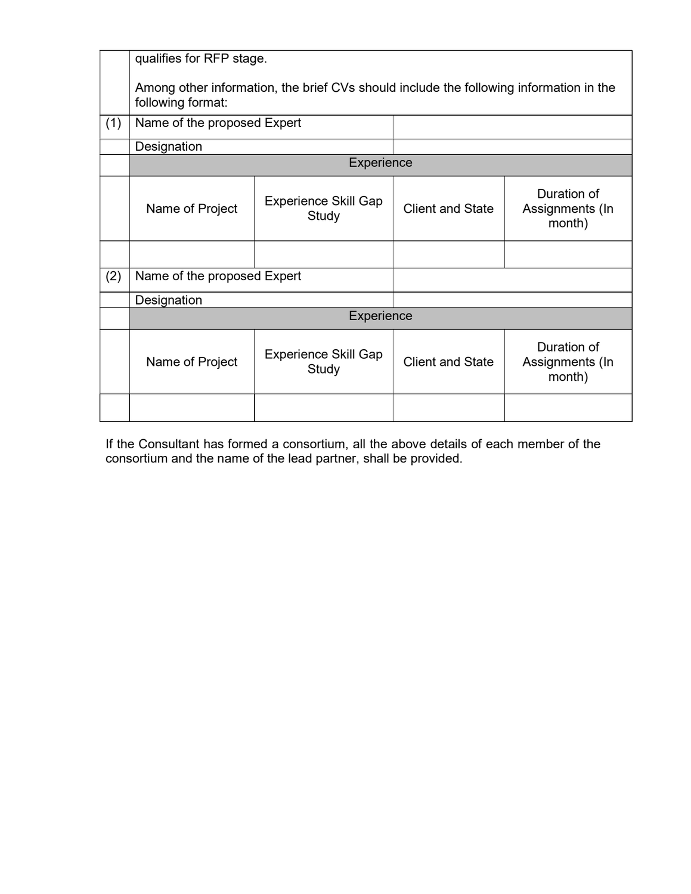| | | | | |
|---|---|---|---|---|
| | qualifies for RFP stage.<br><br>Among other information, the brief CVs should include the following information in the following format: | | | |
| (1) | Name of the proposed Expert | | | |
| | Designation | | | |
| | Experience | | | |
| | Name of Project | Experience Skill Gap Study | Client and State | Duration of Assignments (In month) |
| | | | | |
| (2) | Name of the proposed Expert | | | |
| | Designation | | | |
| | Experience | | | |
| | Name of Project | Experience Skill Gap Study | Client and State | Duration of Assignments (In month) |
| | | | | |

If the Consultant has formed a consortium, all the above details of each member of the consortium and the name of the lead partner, shall be provided.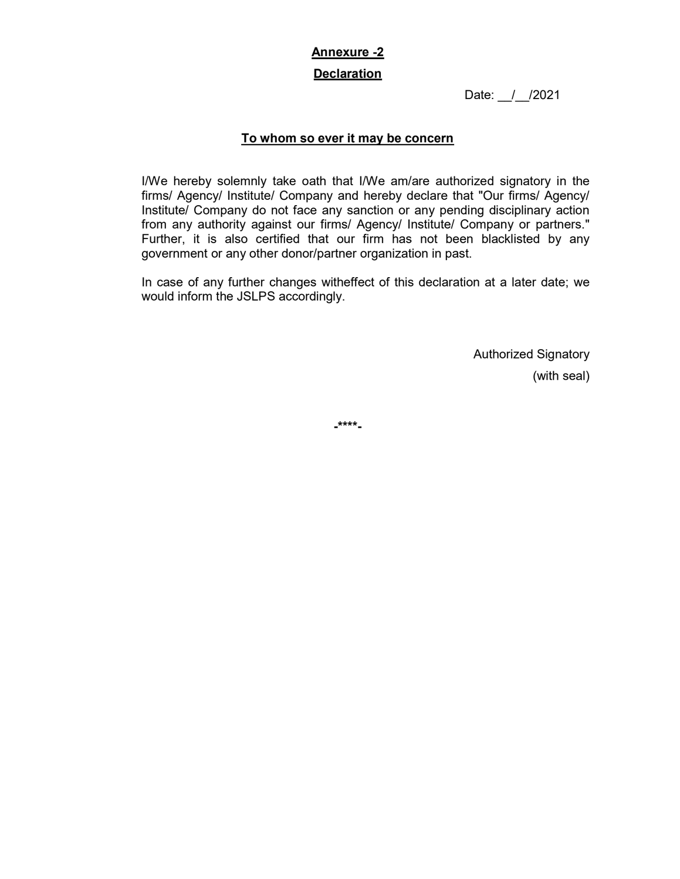**Annexure -2**

**Declaration**

Date: __/__/2021

**To whom so ever it may be concern**

I/We hereby solemnly take oath that I/We am/are authorized signatory in the firms/ Agency/ Institute/ Company and hereby declare that "Our firms/ Agency/ Institute/ Company do not face any sanction or any pending disciplinary action from any authority against our firms/ Agency/ Institute/ Company or partners." Further, it is also certified that our firm has not been blacklisted by any government or any other donor/partner organization in past.

In case of any further changes witheffect of this declaration at a later date; we would inform the JSLPS accordingly.

Authorized Signatory

(with seal)

**-****-**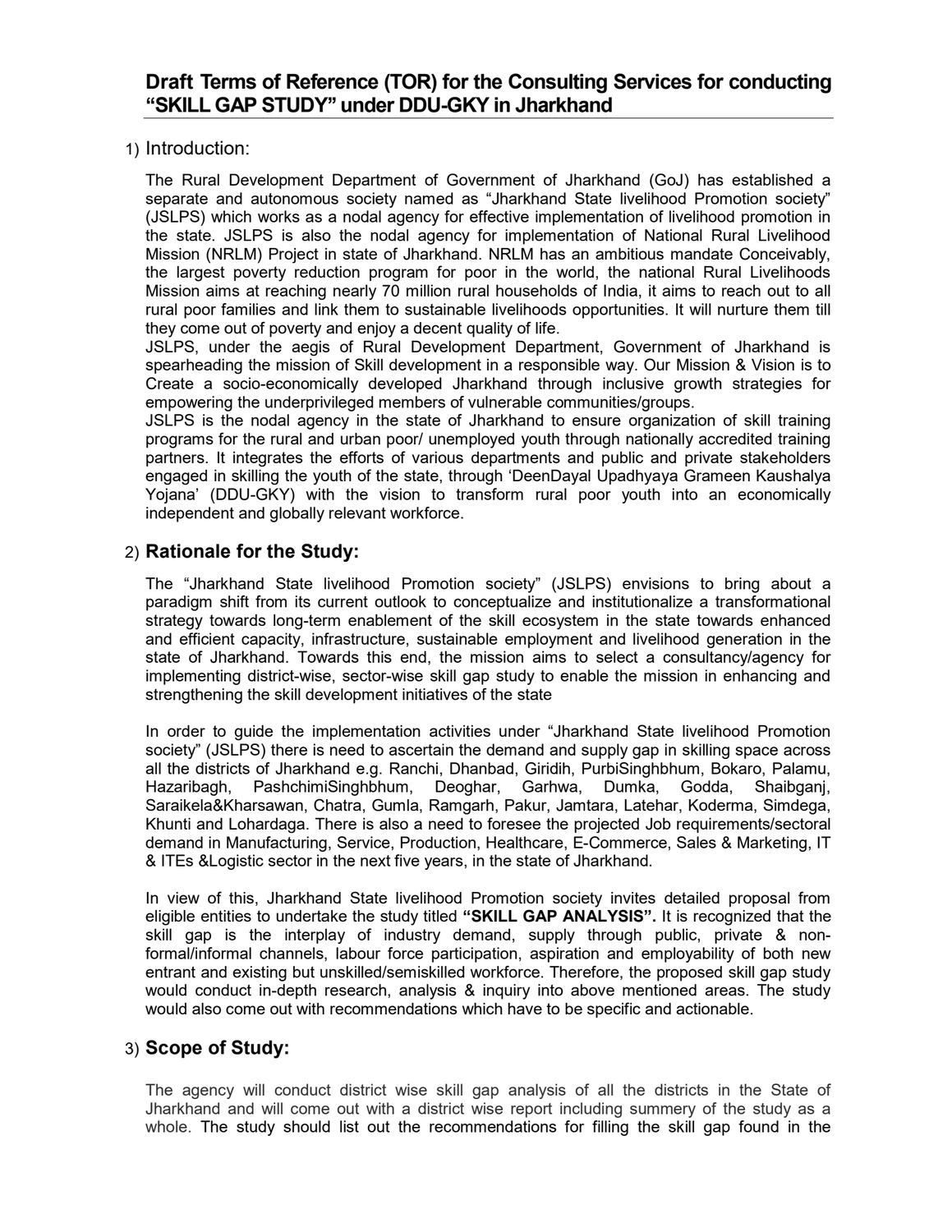# Draft Terms of Reference (TOR) for the Consulting Services for conducting "SKILL GAP STUDY" under DDU-GKY in Jharkhand

## 1) Introduction:

The Rural Development Department of Government of Jharkhand (GoJ) has established a separate and autonomous society named as "Jharkhand State livelihood Promotion society" (JSLPS) which works as a nodal agency for effective implementation of livelihood promotion in the state. JSLPS is also the nodal agency for implementation of National Rural Livelihood Mission (NRLM) Project in state of Jharkhand. NRLM has an ambitious mandate Conceivably, the largest poverty reduction program for poor in the world, the national Rural Livelihoods Mission aims at reaching nearly 70 million rural households of India, it aims to reach out to all rural poor families and link them to sustainable livelihoods opportunities. It will nurture them till they come out of poverty and enjoy a decent quality of life.

JSLPS, under the aegis of Rural Development Department, Government of Jharkhand is spearheading the mission of Skill development in a responsible way. Our Mission & Vision is to Create a socio-economically developed Jharkhand through inclusive growth strategies for empowering the underprivileged members of vulnerable communities/groups.

JSLPS is the nodal agency in the state of Jharkhand to ensure organization of skill training programs for the rural and urban poor/ unemployed youth through nationally accredited training partners. It integrates the efforts of various departments and public and private stakeholders engaged in skilling the youth of the state, through 'DeenDayal Upadhyaya Grameen Kaushalya Yojana' (DDU-GKY) with the vision to transform rural poor youth into an economically independent and globally relevant workforce.

## 2) Rationale for the Study:

The "Jharkhand State livelihood Promotion society" (JSLPS) envisions to bring about a paradigm shift from its current outlook to conceptualize and institutionalize a transformational strategy towards long-term enablement of the skill ecosystem in the state towards enhanced and efficient capacity, infrastructure, sustainable employment and livelihood generation in the state of Jharkhand. Towards this end, the mission aims to select a consultancy/agency for implementing district-wise, sector-wise skill gap study to enable the mission in enhancing and strengthening the skill development initiatives of the state

In order to guide the implementation activities under "Jharkhand State livelihood Promotion society" (JSLPS) there is need to ascertain the demand and supply gap in skilling space across all the districts of Jharkhand e.g. Ranchi, Dhanbad, Giridih, PurbiSinghbhum, Bokaro, Palamu, Hazaribagh, PashchimiSinghbhum, Deoghar, Garhwa, Dumka, Godda, Shaibganj, Saraikela&Kharsawan, Chatra, Gumla, Ramgarh, Pakur, Jamtara, Latehar, Koderma, Simdega, Khunti and Lohardaga. There is also a need to foresee the projected Job requirements/sectoral demand in Manufacturing, Service, Production, Healthcare, E-Commerce, Sales & Marketing, IT & ITEs &Logistic sector in the next five years, in the state of Jharkhand.

In view of this, Jharkhand State livelihood Promotion society invites detailed proposal from eligible entities to undertake the study titled **"SKILL GAP ANALYSIS".** It is recognized that the skill gap is the interplay of industry demand, supply through public, private & non-formal/informal channels, labour force participation, aspiration and employability of both new entrant and existing but unskilled/semiskilled workforce. Therefore, the proposed skill gap study would conduct in-depth research, analysis & inquiry into above mentioned areas. The study would also come out with recommendations which have to be specific and actionable.

## 3) Scope of Study:

The agency will conduct district wise skill gap analysis of all the districts in the State of Jharkhand and will come out with a district wise report including summery of the study as a whole. The study should list out the recommendations for filling the skill gap found in the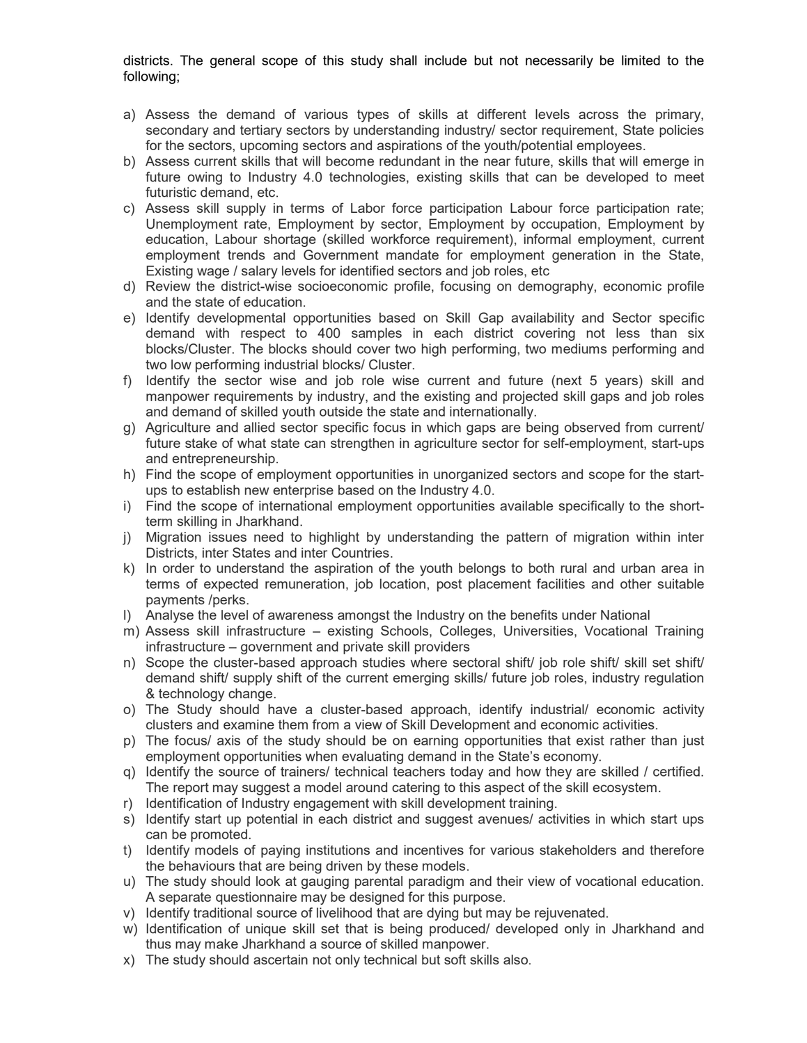districts. The general scope of this study shall include but not necessarily be limited to the following;

a) Assess the demand of various types of skills at different levels across the primary, secondary and tertiary sectors by understanding industry/ sector requirement, State policies for the sectors, upcoming sectors and aspirations of the youth/potential employees.
b) Assess current skills that will become redundant in the near future, skills that will emerge in future owing to Industry 4.0 technologies, existing skills that can be developed to meet futuristic demand, etc.
c) Assess skill supply in terms of Labor force participation Labour force participation rate; Unemployment rate, Employment by sector, Employment by occupation, Employment by education, Labour shortage (skilled workforce requirement), informal employment, current employment trends and Government mandate for employment generation in the State, Existing wage / salary levels for identified sectors and job roles, etc
d) Review the district-wise socioeconomic profile, focusing on demography, economic profile and the state of education.
e) Identify developmental opportunities based on Skill Gap availability and Sector specific demand with respect to 400 samples in each district covering not less than six blocks/Cluster. The blocks should cover two high performing, two mediums performing and two low performing industrial blocks/ Cluster.
f) Identify the sector wise and job role wise current and future (next 5 years) skill and manpower requirements by industry, and the existing and projected skill gaps and job roles and demand of skilled youth outside the state and internationally.
g) Agriculture and allied sector specific focus in which gaps are being observed from current/ future stake of what state can strengthen in agriculture sector for self-employment, start-ups and entrepreneurship.
h) Find the scope of employment opportunities in unorganized sectors and scope for the start-ups to establish new enterprise based on the Industry 4.0.
i) Find the scope of international employment opportunities available specifically to the short-term skilling in Jharkhand.
j) Migration issues need to highlight by understanding the pattern of migration within inter Districts, inter States and inter Countries.
k) In order to understand the aspiration of the youth belongs to both rural and urban area in terms of expected remuneration, job location, post placement facilities and other suitable payments /perks.
l) Analyse the level of awareness amongst the Industry on the benefits under National
m) Assess skill infrastructure – existing Schools, Colleges, Universities, Vocational Training infrastructure – government and private skill providers
n) Scope the cluster-based approach studies where sectoral shift/ job role shift/ skill set shift/ demand shift/ supply shift of the current emerging skills/ future job roles, industry regulation & technology change.
o) The Study should have a cluster-based approach, identify industrial/ economic activity clusters and examine them from a view of Skill Development and economic activities.
p) The focus/ axis of the study should be on earning opportunities that exist rather than just employment opportunities when evaluating demand in the State's economy.
q) Identify the source of trainers/ technical teachers today and how they are skilled / certified. The report may suggest a model around catering to this aspect of the skill ecosystem.
r) Identification of Industry engagement with skill development training.
s) Identify start up potential in each district and suggest avenues/ activities in which start ups can be promoted.
t) Identify models of paying institutions and incentives for various stakeholders and therefore the behaviours that are being driven by these models.
u) The study should look at gauging parental paradigm and their view of vocational education. A separate questionnaire may be designed for this purpose.
v) Identify traditional source of livelihood that are dying but may be rejuvenated.
w) Identification of unique skill set that is being produced/ developed only in Jharkhand and thus may make Jharkhand a source of skilled manpower.
x) The study should ascertain not only technical but soft skills also.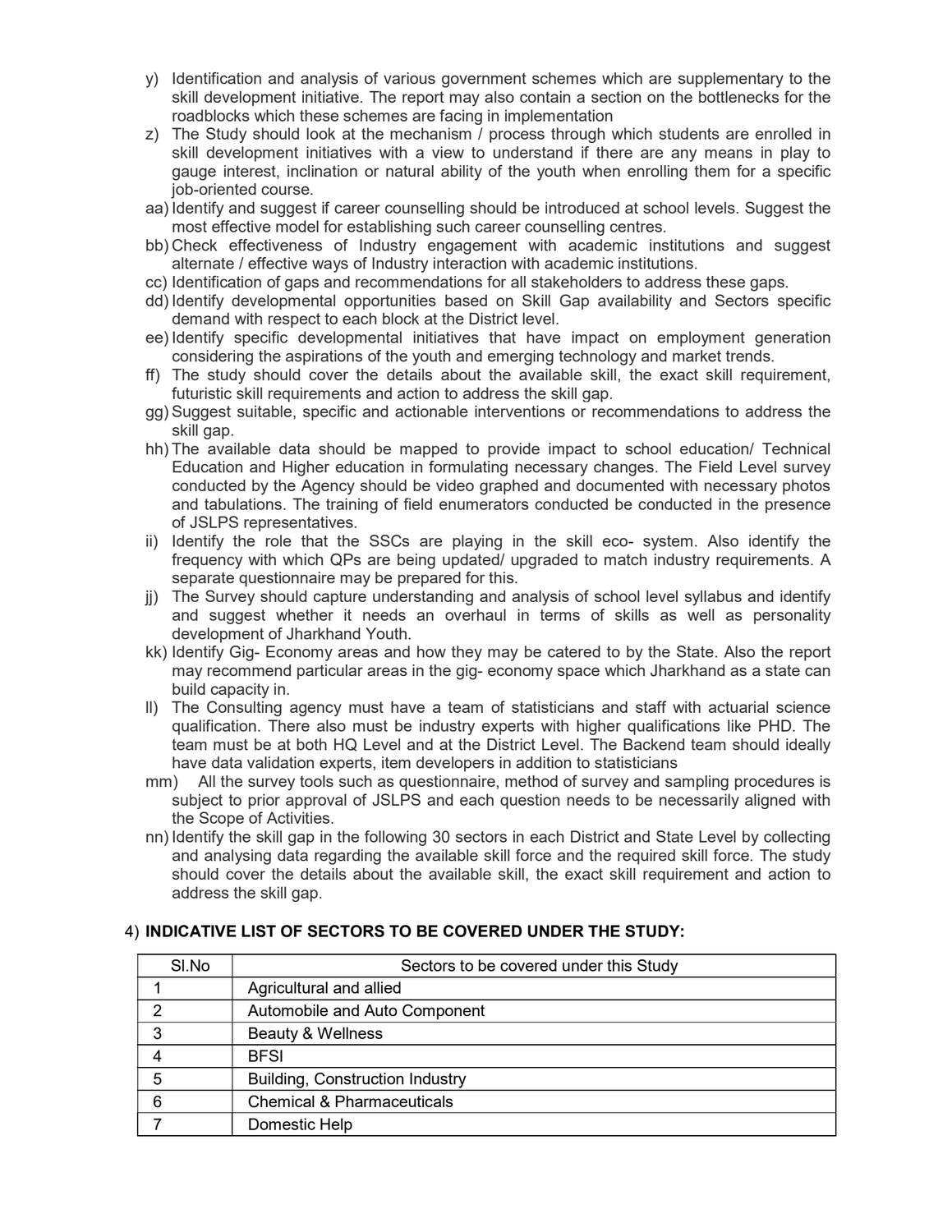y) Identification and analysis of various government schemes which are supplementary to the skill development initiative. The report may also contain a section on the bottlenecks for the roadblocks which these schemes are facing in implementation

z) The Study should look at the mechanism / process through which students are enrolled in skill development initiatives with a view to understand if there are any means in play to gauge interest, inclination or natural ability of the youth when enrolling them for a specific job-oriented course.

aa) Identify and suggest if career counselling should be introduced at school levels. Suggest the most effective model for establishing such career counselling centres.

bb) Check effectiveness of Industry engagement with academic institutions and suggest alternate / effective ways of Industry interaction with academic institutions.

cc) Identification of gaps and recommendations for all stakeholders to address these gaps.

dd) Identify developmental opportunities based on Skill Gap availability and Sectors specific demand with respect to each block at the District level.

ee) Identify specific developmental initiatives that have impact on employment generation considering the aspirations of the youth and emerging technology and market trends.

ff) The study should cover the details about the available skill, the exact skill requirement, futuristic skill requirements and action to address the skill gap.

gg) Suggest suitable, specific and actionable interventions or recommendations to address the skill gap.

hh) The available data should be mapped to provide impact to school education/ Technical Education and Higher education in formulating necessary changes. The Field Level survey conducted by the Agency should be video graphed and documented with necessary photos and tabulations. The training of field enumerators conducted be conducted in the presence of JSLPS representatives.

ii) Identify the role that the SSCs are playing in the skill eco- system. Also identify the frequency with which QPs are being updated/ upgraded to match industry requirements. A separate questionnaire may be prepared for this.

jj) The Survey should capture understanding and analysis of school level syllabus and identify and suggest whether it needs an overhaul in terms of skills as well as personality development of Jharkhand Youth.

kk) Identify Gig- Economy areas and how they may be catered to by the State. Also the report may recommend particular areas in the gig- economy space which Jharkhand as a state can build capacity in.

ll) The Consulting agency must have a team of statisticians and staff with actuarial science qualification. There also must be industry experts with higher qualifications like PHD. The team must be at both HQ Level and at the District Level. The Backend team should ideally have data validation experts, item developers in addition to statisticians

mm) All the survey tools such as questionnaire, method of survey and sampling procedures is subject to prior approval of JSLPS and each question needs to be necessarily aligned with the Scope of Activities.

nn) Identify the skill gap in the following 30 sectors in each District and State Level by collecting and analysing data regarding the available skill force and the required skill force. The study should cover the details about the available skill, the exact skill requirement and action to address the skill gap.

4) **INDICATIVE LIST OF SECTORS TO BE COVERED UNDER THE STUDY:**

| Sl.No | Sectors to be covered under this Study |
|---|---|
| 1 | Agricultural and allied |
| 2 | Automobile and Auto Component |
| 3 | Beauty & Wellness |
| 4 | BFSI |
| 5 | Building, Construction Industry |
| 6 | Chemical & Pharmaceuticals |
| 7 | Domestic Help |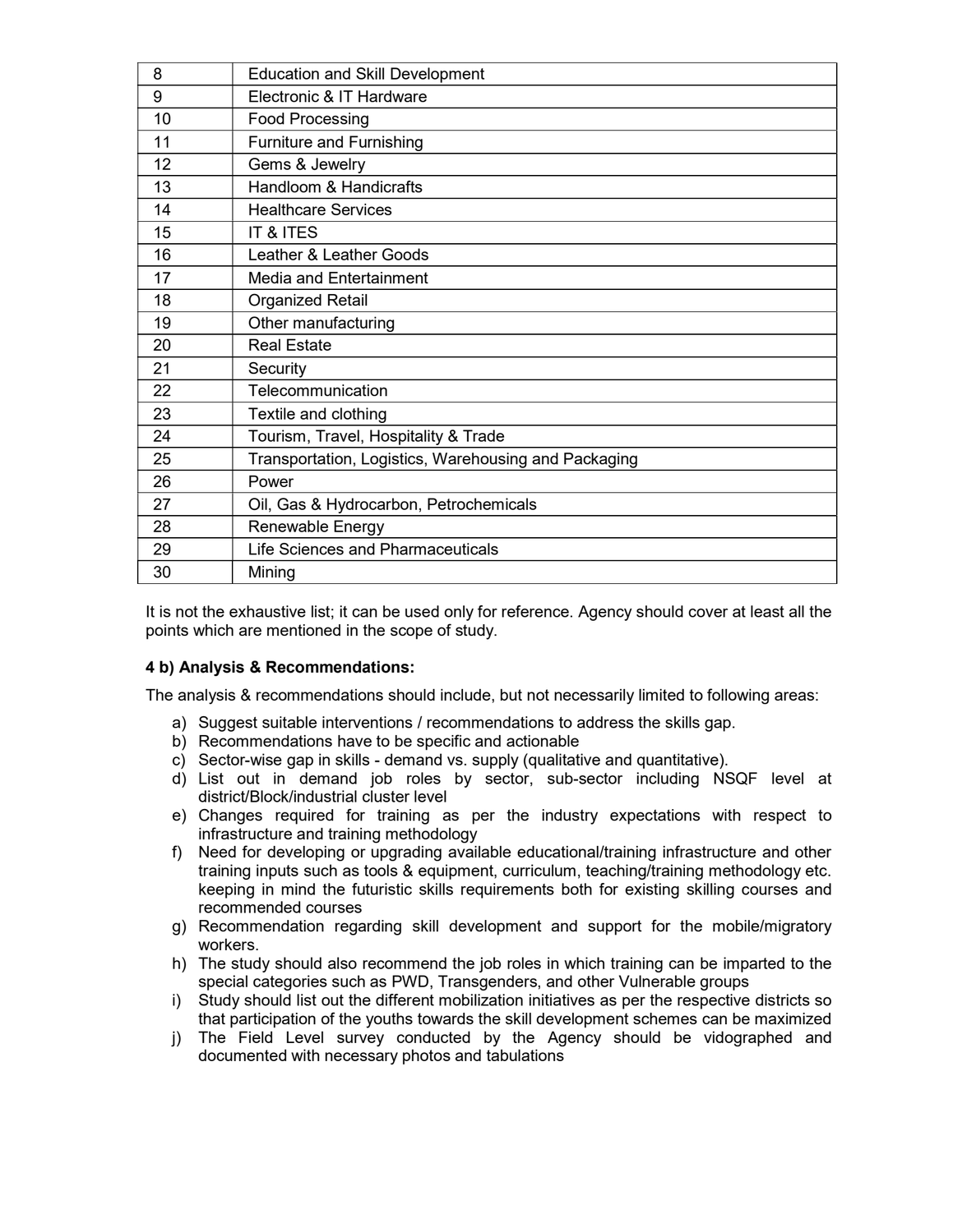| 8 | Education and Skill Development |
|---|---|
| 9 | Electronic & IT Hardware |
| 10 | Food Processing |
| 11 | Furniture and Furnishing |
| 12 | Gems & Jewelry |
| 13 | Handloom & Handicrafts |
| 14 | Healthcare Services |
| 15 | IT & ITES |
| 16 | Leather & Leather Goods |
| 17 | Media and Entertainment |
| 18 | Organized Retail |
| 19 | Other manufacturing |
| 20 | Real Estate |
| 21 | Security |
| 22 | Telecommunication |
| 23 | Textile and clothing |
| 24 | Tourism, Travel, Hospitality & Trade |
| 25 | Transportation, Logistics, Warehousing and Packaging |
| 26 | Power |
| 27 | Oil, Gas & Hydrocarbon, Petrochemicals |
| 28 | Renewable Energy |
| 29 | Life Sciences and Pharmaceuticals |
| 30 | Mining |

It is not the exhaustive list; it can be used only for reference. Agency should cover at least all the points which are mentioned in the scope of study.

**4 b) Analysis & Recommendations:**

The analysis & recommendations should include, but not necessarily limited to following areas:

a) Suggest suitable interventions / recommendations to address the skills gap.
b) Recommendations have to be specific and actionable
c) Sector-wise gap in skills - demand vs. supply (qualitative and quantitative).
d) List out in demand job roles by sector, sub-sector including NSQF level at district/Block/industrial cluster level
e) Changes required for training as per the industry expectations with respect to infrastructure and training methodology
f) Need for developing or upgrading available educational/training infrastructure and other training inputs such as tools & equipment, curriculum, teaching/training methodology etc. keeping in mind the futuristic skills requirements both for existing skilling courses and recommended courses
g) Recommendation regarding skill development and support for the mobile/migratory workers.
h) The study should also recommend the job roles in which training can be imparted to the special categories such as PWD, Transgenders, and other Vulnerable groups
i) Study should list out the different mobilization initiatives as per the respective districts so that participation of the youths towards the skill development schemes can be maximized
j) The Field Level survey conducted by the Agency should be vidographed and documented with necessary photos and tabulations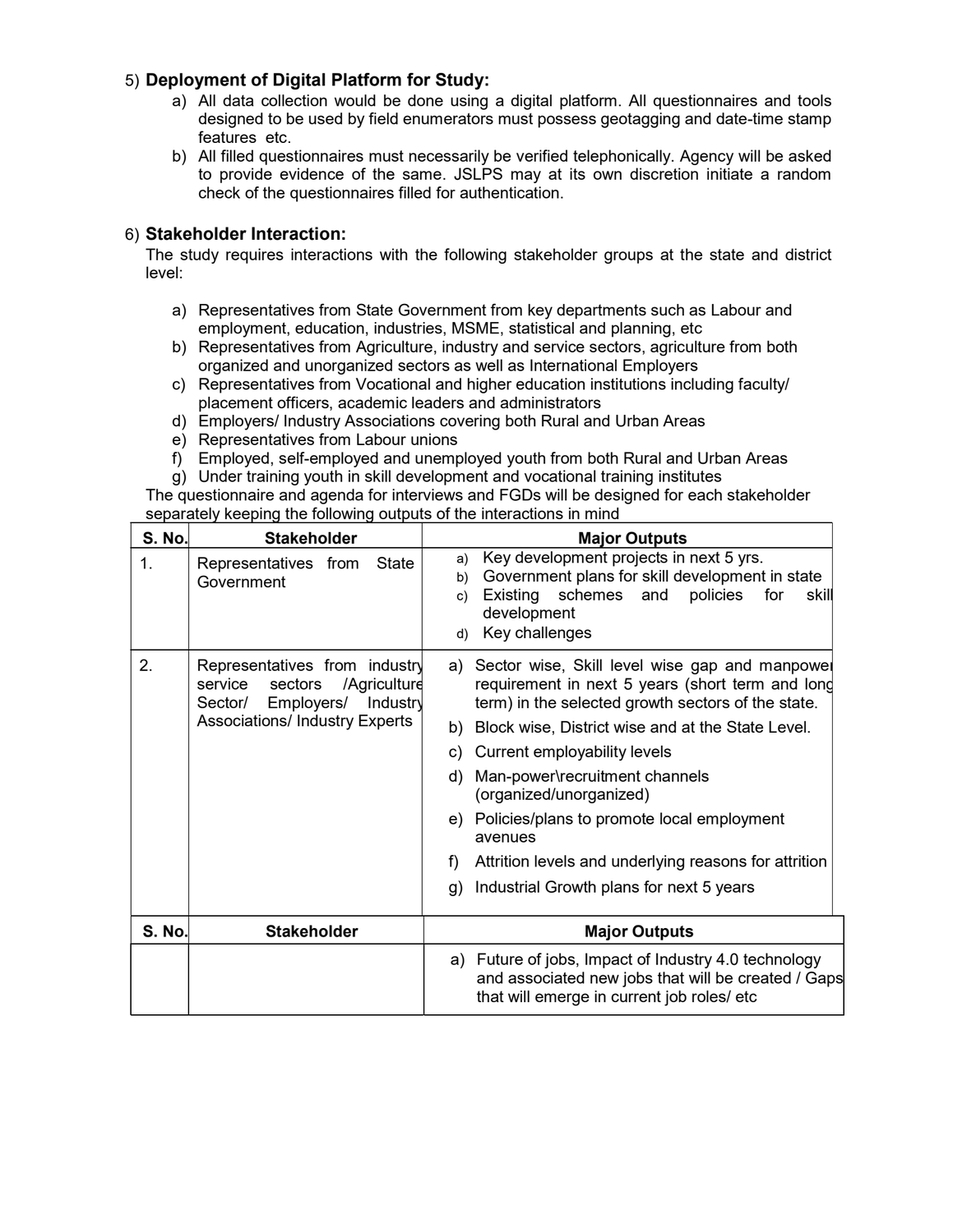5) **Deployment of Digital Platform for Study:**

   a) All data collection would be done using a digital platform. All questionnaires and tools designed to be used by field enumerators must possess geotagging and date-time stamp features etc.

   b) All filled questionnaires must necessarily be verified telephonically. Agency will be asked to provide evidence of the same. JSLPS may at its own discretion initiate a random check of the questionnaires filled for authentication.

6) **Stakeholder Interaction:**

The study requires interactions with the following stakeholder groups at the state and district level:

   a) Representatives from State Government from key departments such as Labour and employment, education, industries, MSME, statistical and planning, etc
   b) Representatives from Agriculture, industry and service sectors, agriculture from both organized and unorganized sectors as well as International Employers
   c) Representatives from Vocational and higher education institutions including faculty/ placement officers, academic leaders and administrators
   d) Employers/ Industry Associations covering both Rural and Urban Areas
   e) Representatives from Labour unions
   f) Employed, self-employed and unemployed youth from both Rural and Urban Areas
   g) Under training youth in skill development and vocational training institutes

The questionnaire and agenda for interviews and FGDs will be designed for each stakeholder separately keeping the following outputs of the interactions in mind

| S. No. | Stakeholder | Major Outputs |
|---|---|---|
| 1. | Representatives from State Government | a) Key development projects in next 5 yrs.<br>b) Government plans for skill development in state<br>c) Existing schemes and policies for skill development<br>d) Key challenges |
| 2. | Representatives from industry service sectors /Agriculture Sector/ Employers/ Industry Associations/ Industry Experts | a) Sector wise, Skill level wise gap and manpower requirement in next 5 years (short term and long term) in the selected growth sectors of the state.<br>b) Block wise, District wise and at the State Level.<br>c) Current employability levels<br>d) Man-power\recruitment channels (organized/unorganized)<br>e) Policies/plans to promote local employment avenues<br>f) Attrition levels and underlying reasons for attrition<br>g) Industrial Growth plans for next 5 years |
| | | a) Future of jobs, Impact of Industry 4.0 technology and associated new jobs that will be created / Gaps that will emerge in current job roles/ etc |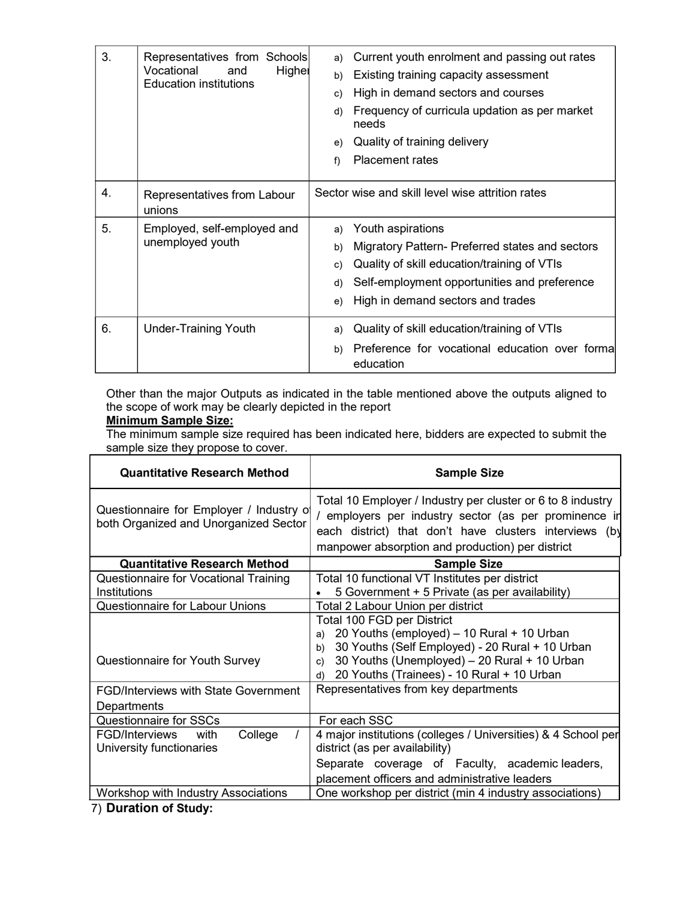| | | |
|---|---|---|
| 3. | Representatives from Schools Vocational and Higher Education institutions | a) Current youth enrolment and passing out rates<br>b) Existing training capacity assessment<br>c) High in demand sectors and courses<br>d) Frequency of curricula updation as per market needs<br>e) Quality of training delivery<br>f) Placement rates |
| 4. | Representatives from Labour unions | Sector wise and skill level wise attrition rates |
| 5. | Employed, self-employed and unemployed youth | a) Youth aspirations<br>b) Migratory Pattern- Preferred states and sectors<br>c) Quality of skill education/training of VTIs<br>d) Self-employment opportunities and preference<br>e) High in demand sectors and trades |
| 6. | Under-Training Youth | a) Quality of skill education/training of VTIs<br>b) Preference for vocational education over formal education |

Other than the major Outputs as indicated in the table mentioned above the outputs aligned to the scope of work may be clearly depicted in the report

**Minimum Sample Size:**

The minimum sample size required has been indicated here, bidders are expected to submit the sample size they propose to cover.

| Quantitative Research Method | Sample Size |
|---|---|
| Questionnaire for Employer / Industry of both Organized and Unorganized Sector | Total 10 Employer / Industry per cluster or 6 to 8 industry / employers per industry sector (as per prominence in each district) that don't have clusters interviews (by manpower absorption and production) per district |

| Quantitative Research Method | Sample Size |
|---|---|
| Questionnaire for Vocational Training Institutions | Total 10 functional VT Institutes per district<br>• 5 Government + 5 Private (as per availability) |
| Questionnaire for Labour Unions | Total 2 Labour Union per district |
| Questionnaire for Youth Survey | Total 100 FGD per District<br>a) 20 Youths (employed) – 10 Rural + 10 Urban<br>b) 30 Youths (Self Employed) - 20 Rural + 10 Urban<br>c) 30 Youths (Unemployed) – 20 Rural + 10 Urban<br>d) 20 Youths (Trainees) - 10 Rural + 10 Urban |
| FGD/Interviews with State Government Departments | Representatives from key departments |
| Questionnaire for SSCs | For each SSC |
| FGD/Interviews with College / University functionaries | 4 major institutions (colleges / Universities) & 4 School per district (as per availability)<br>Separate coverage of Faculty, academic leaders, placement officers and administrative leaders |
| Workshop with Industry Associations | One workshop per district (min 4 industry associations) |

7) **Duration of Study:**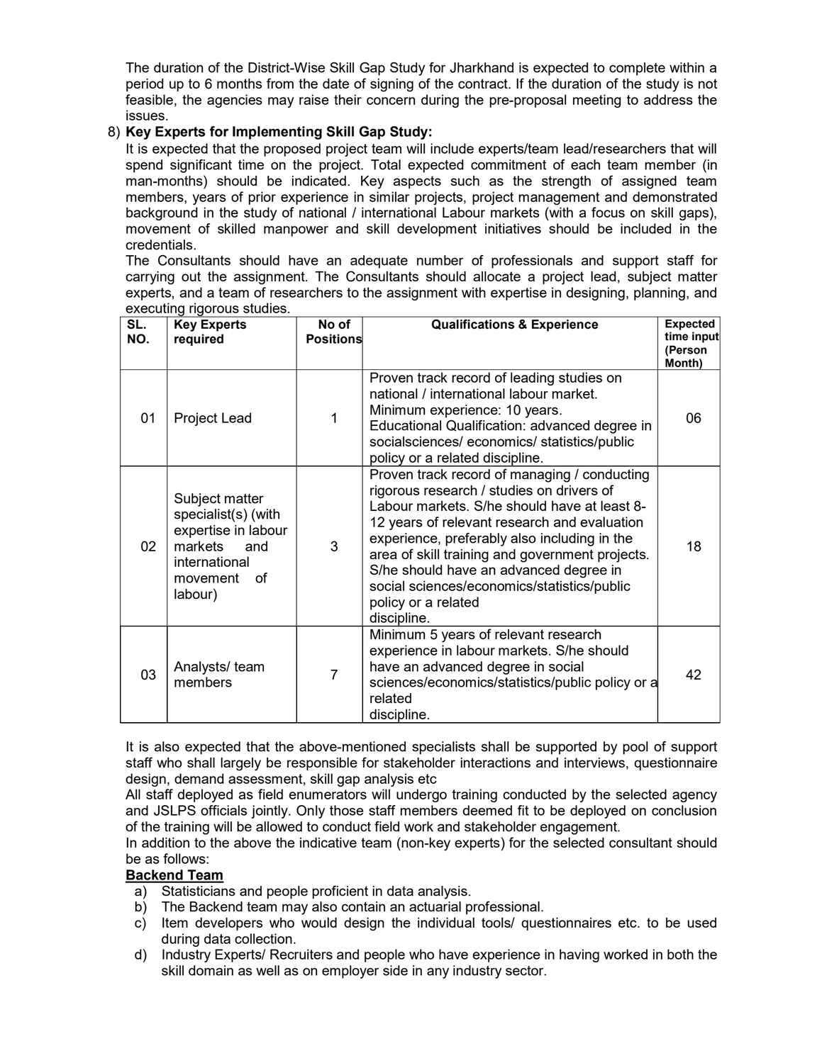The duration of the District-Wise Skill Gap Study for Jharkhand is expected to complete within a period up to 6 months from the date of signing of the contract. If the duration of the study is not feasible, the agencies may raise their concern during the pre-proposal meeting to address the issues.

8) **Key Experts for Implementing Skill Gap Study:**

It is expected that the proposed project team will include experts/team lead/researchers that will spend significant time on the project. Total expected commitment of each team member (in man-months) should be indicated. Key aspects such as the strength of assigned team members, years of prior experience in similar projects, project management and demonstrated background in the study of national / international Labour markets (with a focus on skill gaps), movement of skilled manpower and skill development initiatives should be included in the credentials.

The Consultants should have an adequate number of professionals and support staff for carrying out the assignment. The Consultants should allocate a project lead, subject matter experts, and a team of researchers to the assignment with expertise in designing, planning, and executing rigorous studies.

| SL. NO. | Key Experts required | No of Positions | Qualifications & Experience | Expected time input (Person Month) |
|---|---|---|---|---|
| 01 | Project Lead | 1 | Proven track record of leading studies on national / international labour market. Minimum experience: 10 years. Educational Qualification: advanced degree in socialsciences/ economics/ statistics/public policy or a related discipline. | 06 |
| 02 | Subject matter specialist(s) (with expertise in labour markets and international movement of labour) | 3 | Proven track record of managing / conducting rigorous research / studies on drivers of Labour markets. S/he should have at least 8-12 years of relevant research and evaluation experience, preferably also including in the area of skill training and government projects. S/he should have an advanced degree in social sciences/economics/statistics/public policy or a related discipline. | 18 |
| 03 | Analysts/ team members | 7 | Minimum 5 years of relevant research experience in labour markets. S/he should have an advanced degree in social sciences/economics/statistics/public policy or a related discipline. | 42 |

It is also expected that the above-mentioned specialists shall be supported by pool of support staff who shall largely be responsible for stakeholder interactions and interviews, questionnaire design, demand assessment, skill gap analysis etc

All staff deployed as field enumerators will undergo training conducted by the selected agency and JSLPS officials jointly. Only those staff members deemed fit to be deployed on conclusion of the training will be allowed to conduct field work and stakeholder engagement.

In addition to the above the indicative team (non-key experts) for the selected consultant should be as follows:

**Backend Team**

a) Statisticians and people proficient in data analysis.
b) The Backend team may also contain an actuarial professional.
c) Item developers who would design the individual tools/ questionnaires etc. to be used during data collection.
d) Industry Experts/ Recruiters and people who have experience in having worked in both the skill domain as well as on employer side in any industry sector.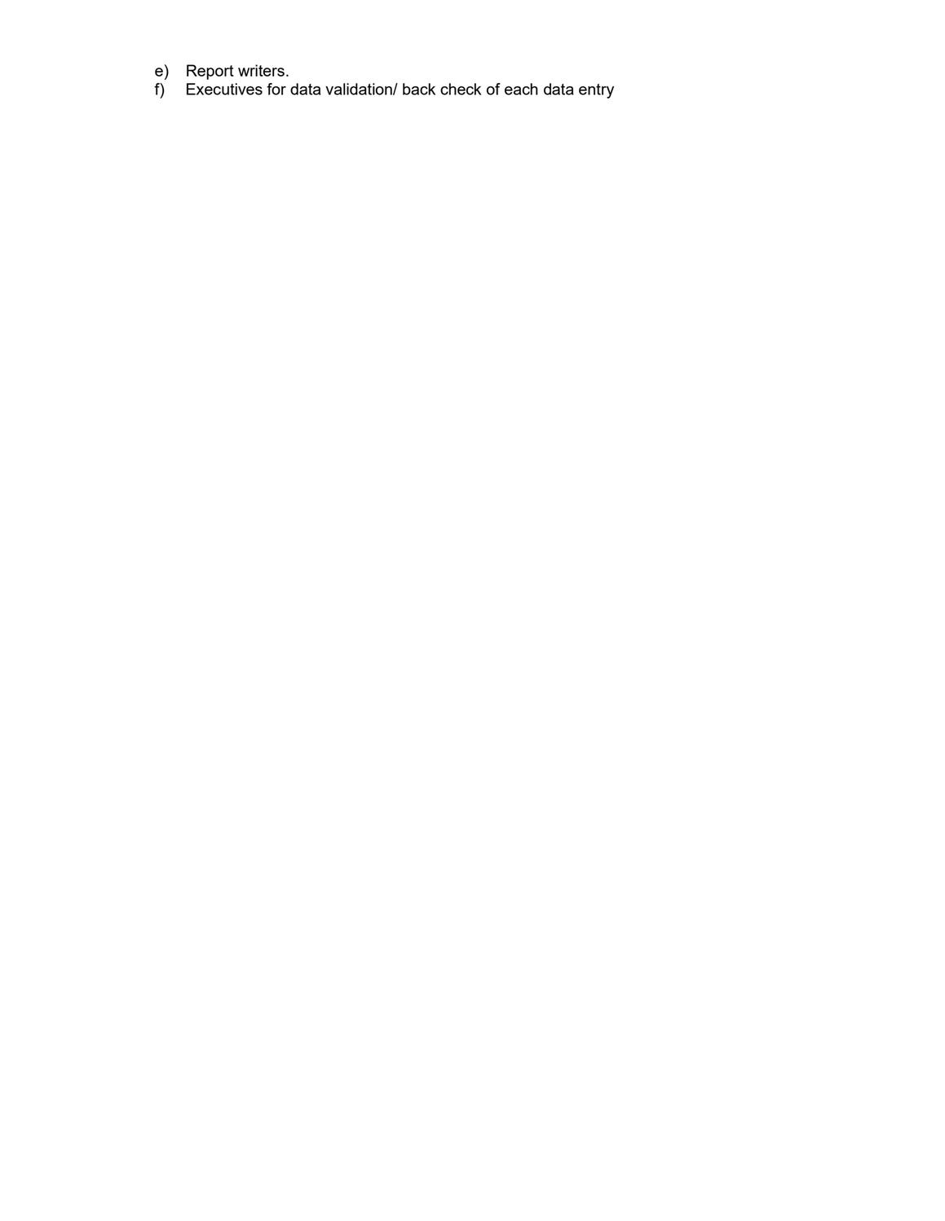e) Report writers.
f) Executives for data validation/ back check of each data entry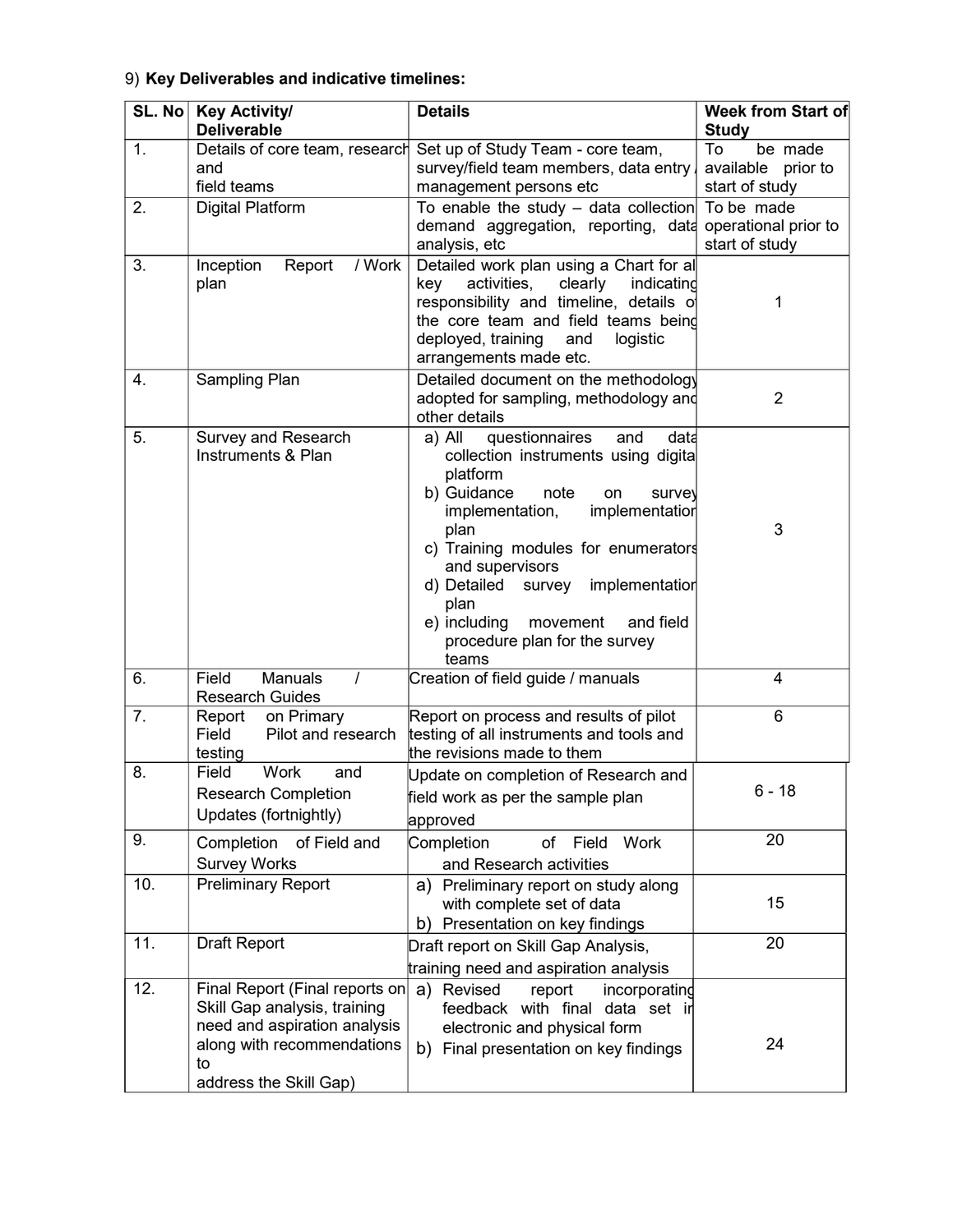9) **Key Deliverables and indicative timelines:**

| SL. No | Key Activity/ Deliverable | Details | Week from Start of Study |
|---|---|---|---|
| 1. | Details of core team, research and field teams | Set up of Study Team - core team, survey/field team members, data entry / management persons etc | To be made available prior to start of study |
| 2. | Digital Platform | To enable the study – data collection demand aggregation, reporting, data analysis, etc | To be made operational prior to start of study |
| 3. | Inception Report / Work plan | Detailed work plan using a Chart for all key activities, clearly indicating responsibility and timeline, details of the core team and field teams being deployed, training and logistic arrangements made etc. | 1 |
| 4. | Sampling Plan | Detailed document on the methodology adopted for sampling, methodology and other details | 2 |
| 5. | Survey and Research Instruments & Plan | a) All questionnaires and data collection instruments using digital platform<br>b) Guidance note on survey implementation, implementation plan<br>c) Training modules for enumerators and supervisors<br>d) Detailed survey implementation plan<br>e) including movement and field procedure plan for the survey teams | 3 |
| 6. | Field Manuals / Research Guides | Creation of field guide / manuals | 4 |
| 7. | Report on Primary Field Pilot and research testing | Report on process and results of pilot testing of all instruments and tools and the revisions made to them | 6 |
| 8. | Field Work and Research Completion Updates (fortnightly) | Update on completion of Research and field work as per the sample plan approved | 6 - 18 |
| 9. | Completion of Field and Survey Works | Completion of Field Work and Research activities | 20 |
| 10. | Preliminary Report | a) Preliminary report on study along with complete set of data<br>b) Presentation on key findings | 15 |
| 11. | Draft Report | Draft report on Skill Gap Analysis, training need and aspiration analysis | 20 |
| 12. | Final Report (Final reports on Skill Gap analysis, training need and aspiration analysis along with recommendations to address the Skill Gap) | a) Revised report incorporating feedback with final data set in electronic and physical form<br>b) Final presentation on key findings | 24 |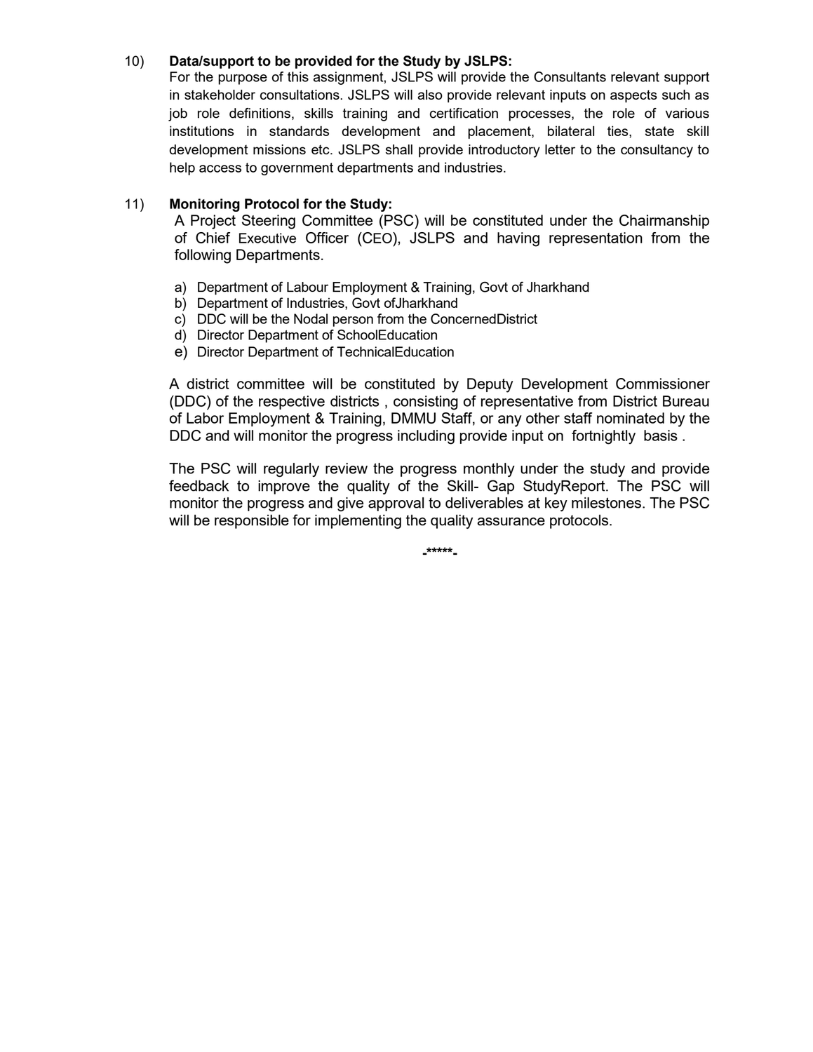10) **Data/support to be provided for the Study by JSLPS:**

For the purpose of this assignment, JSLPS will provide the Consultants relevant support in stakeholder consultations. JSLPS will also provide relevant inputs on aspects such as job role definitions, skills training and certification processes, the role of various institutions in standards development and placement, bilateral ties, state skill development missions etc. JSLPS shall provide introductory letter to the consultancy to help access to government departments and industries.

11) **Monitoring Protocol for the Study:**

A Project Steering Committee (PSC) will be constituted under the Chairmanship of Chief Executive Officer (CEO), JSLPS and having representation from the following Departments.

a) Department of Labour Employment & Training, Govt of Jharkhand
b) Department of Industries, Govt ofJharkhand
c) DDC will be the Nodal person from the ConcernedDistrict
d) Director Department of SchoolEducation
e) Director Department of TechnicalEducation

A district committee will be constituted by Deputy Development Commissioner (DDC) of the respective districts , consisting of representative from District Bureau of Labor Employment & Training, DMMU Staff, or any other staff nominated by the DDC and will monitor the progress including provide input on fortnightly basis .

The PSC will regularly review the progress monthly under the study and provide feedback to improve the quality of the Skill- Gap StudyReport. The PSC will monitor the progress and give approval to deliverables at key milestones. The PSC will be responsible for implementing the quality assurance protocols.

-*****-